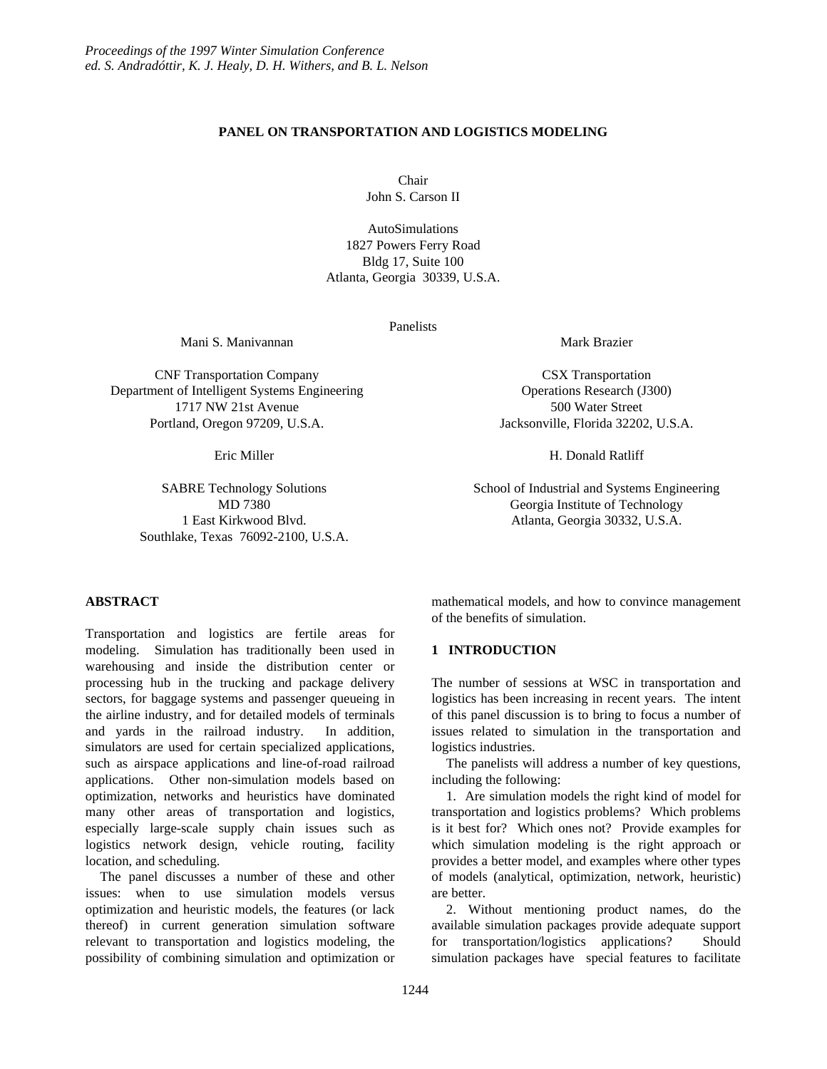# PANEL ON TRANSPORTATION AND LOGISTICS MODELING

Chair
John S. Carson II

AutoSimulations
1827 Powers Ferry Road
Bldg 17, Suite 100
Atlanta, Georgia 30339, U.S.A.

Panelists

Mani S. Manivannan

CNF Transportation Company
Department of Intelligent Systems Engineering
1717 NW 21st Avenue
Portland, Oregon 97209, U.S.A.

Mark Brazier

CSX Transportation
Operations Research (J300)
500 Water Street
Jacksonville, Florida 32202, U.S.A.

Eric Miller

SABRE Technology Solutions
MD 7380
1 East Kirkwood Blvd.
Southlake, Texas 76092-2100, U.S.A.

H. Donald Ratliff

School of Industrial and Systems Engineering
Georgia Institute of Technology
Atlanta, Georgia 30332, U.S.A.

## ABSTRACT

Transportation and logistics are fertile areas for modeling. Simulation has traditionally been used in warehousing and inside the distribution center or processing hub in the trucking and package delivery sectors, for baggage systems and passenger queueing in the airline industry, and for detailed models of terminals and yards in the railroad industry. In addition, simulators are used for certain specialized applications, such as airspace applications and line-of-road railroad applications. Other non-simulation models based on optimization, networks and heuristics have dominated many other areas of transportation and logistics, especially large-scale supply chain issues such as logistics network design, vehicle routing, facility location, and scheduling.

The panel discusses a number of these and other issues: when to use simulation models versus optimization and heuristic models, the features (or lack thereof) in current generation simulation software relevant to transportation and logistics modeling, the possibility of combining simulation and optimization or mathematical models, and how to convince management of the benefits of simulation.

## 1 INTRODUCTION

The number of sessions at WSC in transportation and logistics has been increasing in recent years. The intent of this panel discussion is to bring to focus a number of issues related to simulation in the transportation and logistics industries.

The panelists will address a number of key questions, including the following:

1. Are simulation models the right kind of model for transportation and logistics problems? Which problems is it best for? Which ones not? Provide examples for which simulation modeling is the right approach or provides a better model, and examples where other types of models (analytical, optimization, network, heuristic) are better.

2. Without mentioning product names, do the available simulation packages provide adequate support for transportation/logistics applications? Should simulation packages have special features to facilitate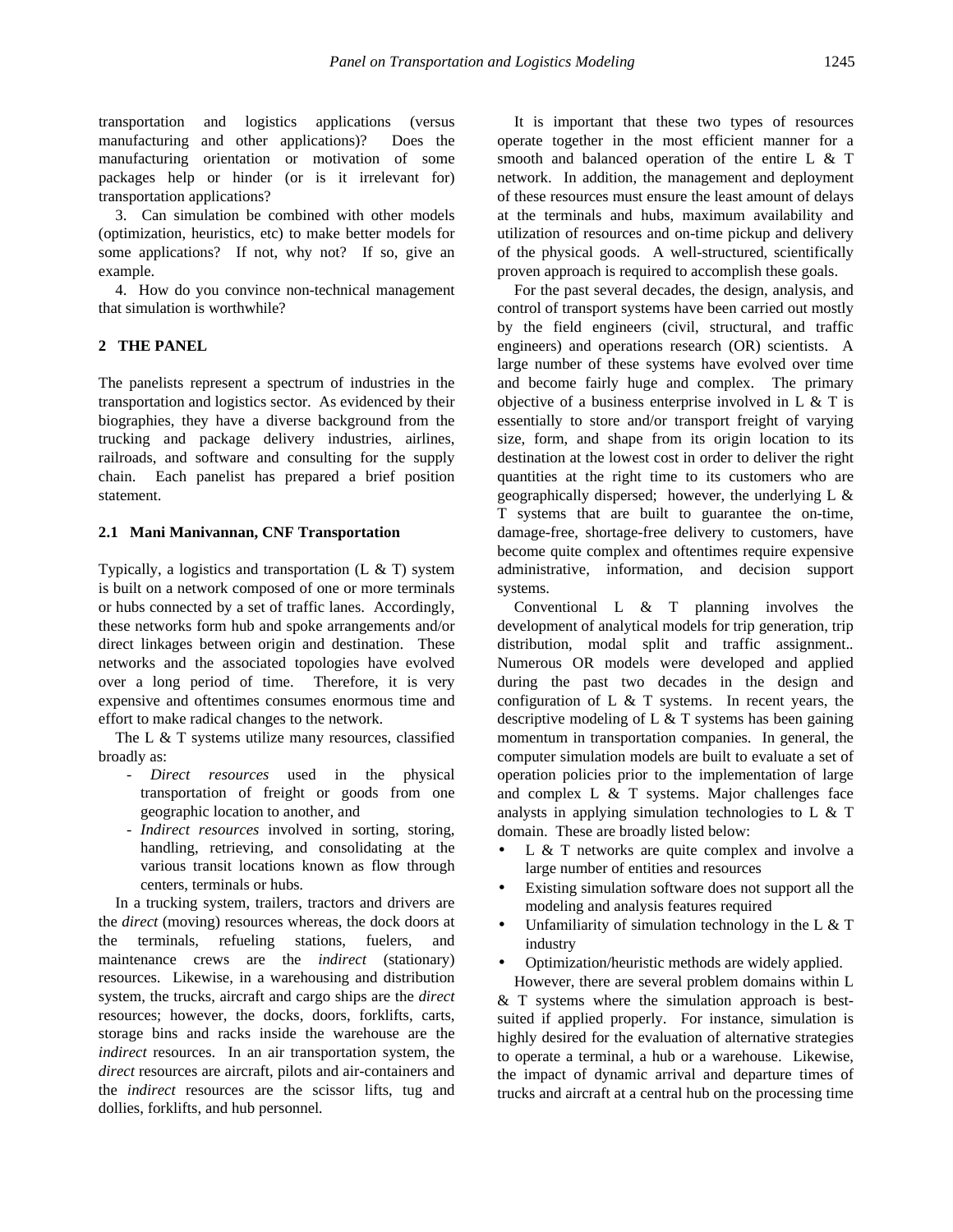transportation and logistics applications (versus manufacturing and other applications)? Does the manufacturing orientation or motivation of some packages help or hinder (or is it irrelevant for) transportation applications?

3. Can simulation be combined with other models (optimization, heuristics, etc) to make better models for some applications? If not, why not? If so, give an example.

4. How do you convince non-technical management that simulation is worthwhile?

## 2 THE PANEL

The panelists represent a spectrum of industries in the transportation and logistics sector. As evidenced by their biographies, they have a diverse background from the trucking and package delivery industries, airlines, railroads, and software and consulting for the supply chain. Each panelist has prepared a brief position statement.

### 2.1 Mani Manivannan, CNF Transportation

Typically, a logistics and transportation (L & T) system is built on a network composed of one or more terminals or hubs connected by a set of traffic lanes. Accordingly, these networks form hub and spoke arrangements and/or direct linkages between origin and destination. These networks and the associated topologies have evolved over a long period of time. Therefore, it is very expensive and oftentimes consumes enormous time and effort to make radical changes to the network.

The L & T systems utilize many resources, classified broadly as:

- *Direct resources* used in the physical transportation of freight or goods from one geographic location to another, and
- *Indirect resources* involved in sorting, storing, handling, retrieving, and consolidating at the various transit locations known as flow through centers, terminals or hubs.

In a trucking system, trailers, tractors and drivers are the *direct* (moving) resources whereas, the dock doors at the terminals, refueling stations, fuelers, and maintenance crews are the *indirect* (stationary) resources. Likewise, in a warehousing and distribution system, the trucks, aircraft and cargo ships are the *direct* resources; however, the docks, doors, forklifts, carts, storage bins and racks inside the warehouse are the *indirect* resources. In an air transportation system, the *direct* resources are aircraft, pilots and air-containers and the *indirect* resources are the scissor lifts, tug and dollies, forklifts, and hub personnel.

It is important that these two types of resources operate together in the most efficient manner for a smooth and balanced operation of the entire L & T network. In addition, the management and deployment of these resources must ensure the least amount of delays at the terminals and hubs, maximum availability and utilization of resources and on-time pickup and delivery of the physical goods. A well-structured, scientifically proven approach is required to accomplish these goals.

For the past several decades, the design, analysis, and control of transport systems have been carried out mostly by the field engineers (civil, structural, and traffic engineers) and operations research (OR) scientists. A large number of these systems have evolved over time and become fairly huge and complex. The primary objective of a business enterprise involved in L & T is essentially to store and/or transport freight of varying size, form, and shape from its origin location to its destination at the lowest cost in order to deliver the right quantities at the right time to its customers who are geographically dispersed; however, the underlying L & T systems that are built to guarantee the on-time, damage-free, shortage-free delivery to customers, have become quite complex and oftentimes require expensive administrative, information, and decision support systems.

Conventional L & T planning involves the development of analytical models for trip generation, trip distribution, modal split and traffic assignment.. Numerous OR models were developed and applied during the past two decades in the design and configuration of L & T systems. In recent years, the descriptive modeling of L & T systems has been gaining momentum in transportation companies. In general, the computer simulation models are built to evaluate a set of operation policies prior to the implementation of large and complex L & T systems. Major challenges face analysts in applying simulation technologies to L & T domain. These are broadly listed below:

- L & T networks are quite complex and involve a large number of entities and resources
- Existing simulation software does not support all the modeling and analysis features required
- Unfamiliarity of simulation technology in the L & T industry
- Optimization/heuristic methods are widely applied.

However, there are several problem domains within L & T systems where the simulation approach is best-suited if applied properly. For instance, simulation is highly desired for the evaluation of alternative strategies to operate a terminal, a hub or a warehouse. Likewise, the impact of dynamic arrival and departure times of trucks and aircraft at a central hub on the processing time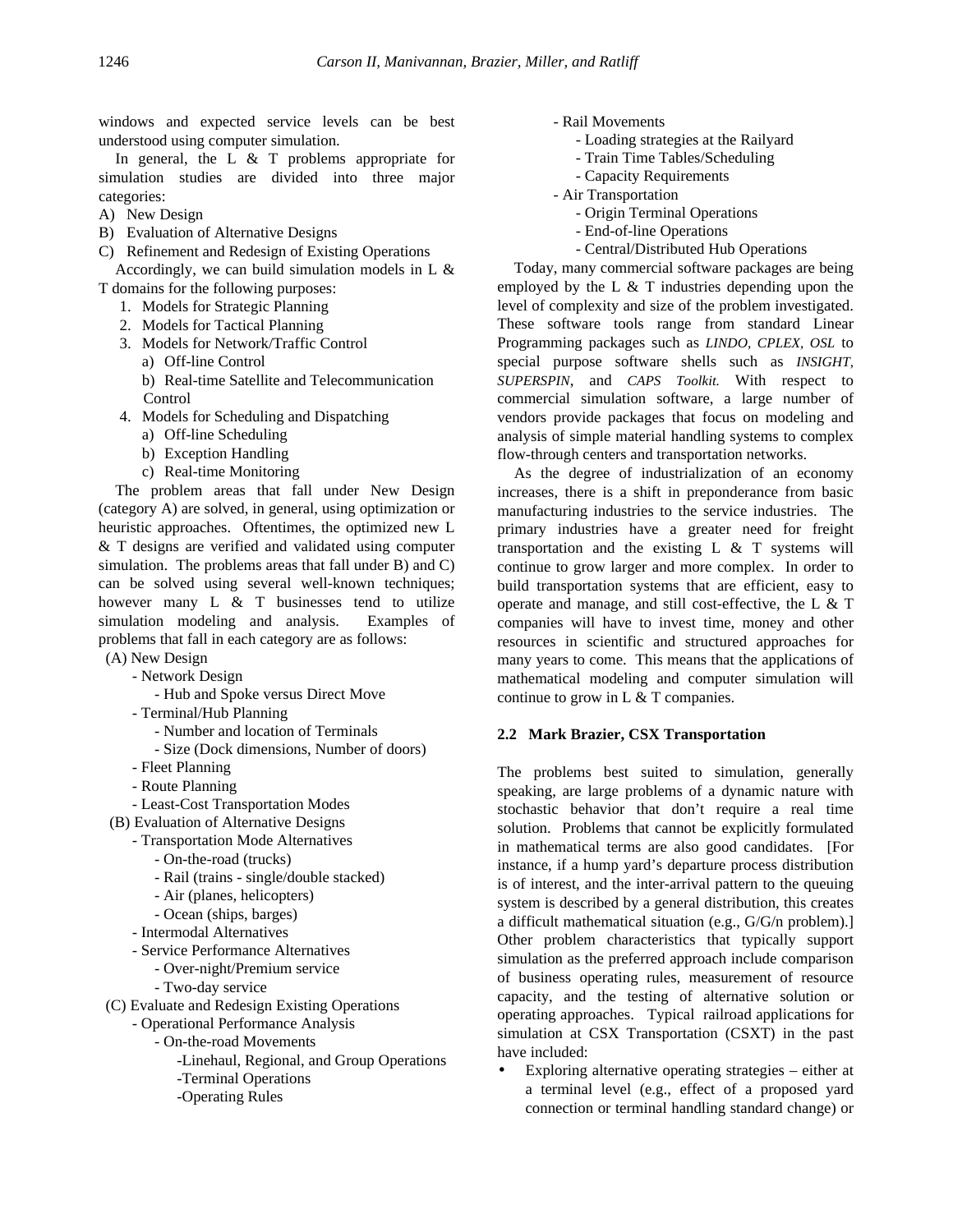windows and expected service levels can be best understood using computer simulation.

In general, the L & T problems appropriate for simulation studies are divided into three major categories:

A) New Design
B) Evaluation of Alternative Designs
C) Refinement and Redesign of Existing Operations

Accordingly, we can build simulation models in L & T domains for the following purposes:

1. Models for Strategic Planning
2. Models for Tactical Planning
3. Models for Network/Traffic Control
   a) Off-line Control
   b) Real-time Satellite and Telecommunication Control
4. Models for Scheduling and Dispatching
   a) Off-line Scheduling
   b) Exception Handling
   c) Real-time Monitoring

The problem areas that fall under New Design (category A) are solved, in general, using optimization or heuristic approaches. Oftentimes, the optimized new L & T designs are verified and validated using computer simulation. The problems areas that fall under B) and C) can be solved using several well-known techniques; however many L & T businesses tend to utilize simulation modeling and analysis. Examples of problems that fall in each category are as follows:

(A) New Design
- Network Design
  - Hub and Spoke versus Direct Move
- Terminal/Hub Planning
  - Number and location of Terminals
  - Size (Dock dimensions, Number of doors)
- Fleet Planning
- Route Planning
- Least-Cost Transportation Modes

(B) Evaluation of Alternative Designs
- Transportation Mode Alternatives
  - On-the-road (trucks)
  - Rail (trains - single/double stacked)
  - Air (planes, helicopters)
  - Ocean (ships, barges)
- Intermodal Alternatives
- Service Performance Alternatives
  - Over-night/Premium service
  - Two-day service

(C) Evaluate and Redesign Existing Operations
- Operational Performance Analysis
  - On-the-road Movements
    - Linehaul, Regional, and Group Operations
    - Terminal Operations
    - Operating Rules
- Rail Movements
  - Loading strategies at the Railyard
  - Train Time Tables/Scheduling
  - Capacity Requirements
- Air Transportation
  - Origin Terminal Operations
  - End-of-line Operations
  - Central/Distributed Hub Operations

Today, many commercial software packages are being employed by the L & T industries depending upon the level of complexity and size of the problem investigated. These software tools range from standard Linear Programming packages such as *LINDO, CPLEX, OSL* to special purpose software shells such as *INSIGHT, SUPERSPIN*, and *CAPS Toolkit.* With respect to commercial simulation software, a large number of vendors provide packages that focus on modeling and analysis of simple material handling systems to complex flow-through centers and transportation networks.

As the degree of industrialization of an economy increases, there is a shift in preponderance from basic manufacturing industries to the service industries. The primary industries have a greater need for freight transportation and the existing L & T systems will continue to grow larger and more complex. In order to build transportation systems that are efficient, easy to operate and manage, and still cost-effective, the L & T companies will have to invest time, money and other resources in scientific and structured approaches for many years to come. This means that the applications of mathematical modeling and computer simulation will continue to grow in L & T companies.

### 2.2 Mark Brazier, CSX Transportation

The problems best suited to simulation, generally speaking, are large problems of a dynamic nature with stochastic behavior that don't require a real time solution. Problems that cannot be explicitly formulated in mathematical terms are also good candidates. [For instance, if a hump yard's departure process distribution is of interest, and the inter-arrival pattern to the queuing system is described by a general distribution, this creates a difficult mathematical situation (e.g., G/G/n problem).] Other problem characteristics that typically support simulation as the preferred approach include comparison of business operating rules, measurement of resource capacity, and the testing of alternative solution or operating approaches. Typical railroad applications for simulation at CSX Transportation (CSXT) in the past have included:

- Exploring alternative operating strategies – either at a terminal level (e.g., effect of a proposed yard connection or terminal handling standard change) or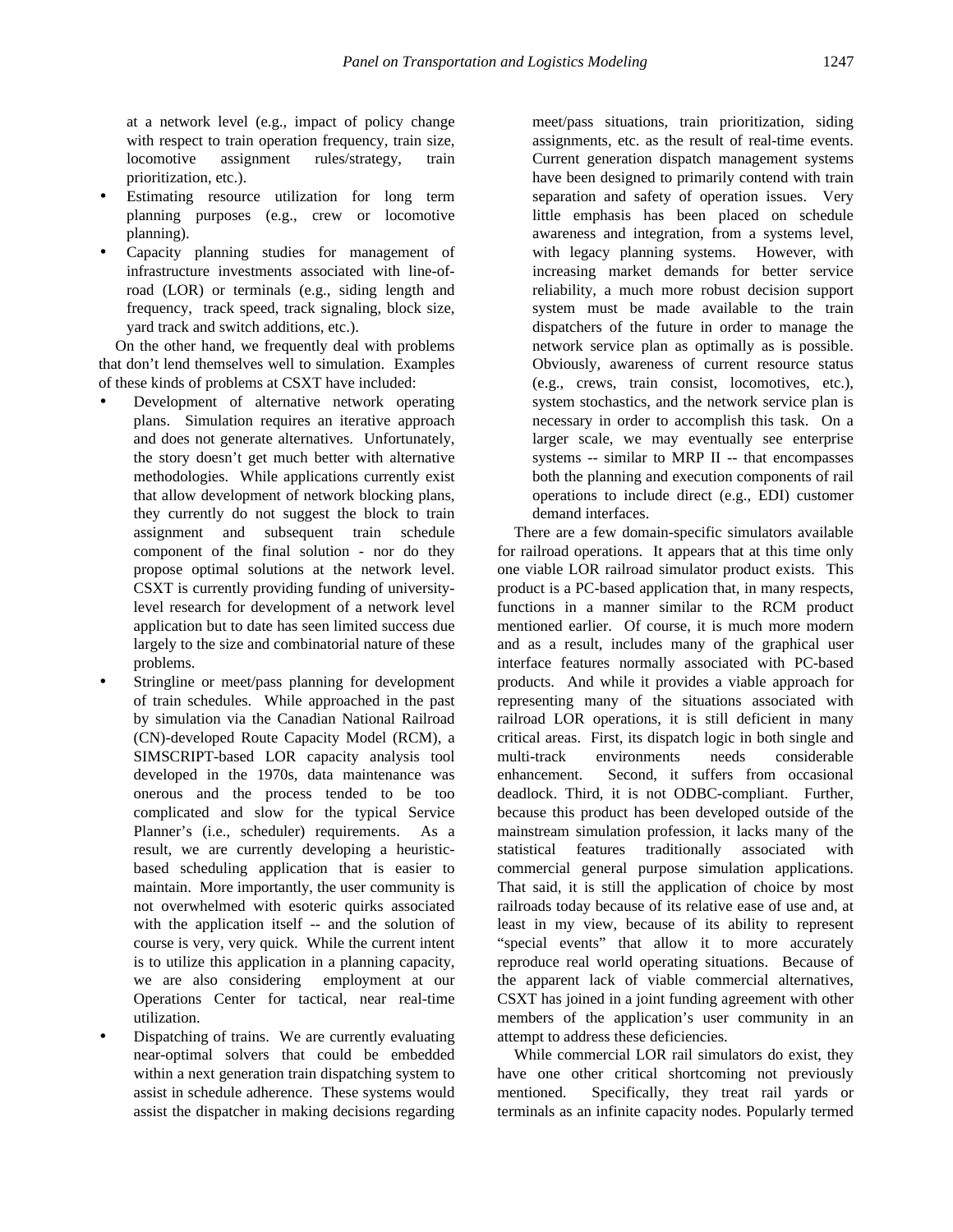at a network level (e.g., impact of policy change with respect to train operation frequency, train size, locomotive assignment rules/strategy, train prioritization, etc.).

- Estimating resource utilization for long term planning purposes (e.g., crew or locomotive planning).
- Capacity planning studies for management of infrastructure investments associated with line-of-road (LOR) or terminals (e.g., siding length and frequency, track speed, track signaling, block size, yard track and switch additions, etc.).

On the other hand, we frequently deal with problems that don't lend themselves well to simulation. Examples of these kinds of problems at CSXT have included:

- Development of alternative network operating plans. Simulation requires an iterative approach and does not generate alternatives. Unfortunately, the story doesn't get much better with alternative methodologies. While applications currently exist that allow development of network blocking plans, they currently do not suggest the block to train assignment and subsequent train schedule component of the final solution - nor do they propose optimal solutions at the network level. CSXT is currently providing funding of university-level research for development of a network level application but to date has seen limited success due largely to the size and combinatorial nature of these problems.
- Stringline or meet/pass planning for development of train schedules. While approached in the past by simulation via the Canadian National Railroad (CN)-developed Route Capacity Model (RCM), a SIMSCRIPT-based LOR capacity analysis tool developed in the 1970s, data maintenance was onerous and the process tended to be too complicated and slow for the typical Service Planner's (i.e., scheduler) requirements. As a result, we are currently developing a heuristic-based scheduling application that is easier to maintain. More importantly, the user community is not overwhelmed with esoteric quirks associated with the application itself -- and the solution of course is very, very quick. While the current intent is to utilize this application in a planning capacity, we are also considering employment at our Operations Center for tactical, near real-time utilization.
- Dispatching of trains. We are currently evaluating near-optimal solvers that could be embedded within a next generation train dispatching system to assist in schedule adherence. These systems would assist the dispatcher in making decisions regarding meet/pass situations, train prioritization, siding assignments, etc. as the result of real-time events. Current generation dispatch management systems have been designed to primarily contend with train separation and safety of operation issues. Very little emphasis has been placed on schedule awareness and integration, from a systems level, with legacy planning systems. However, with increasing market demands for better service reliability, a much more robust decision support system must be made available to the train dispatchers of the future in order to manage the network service plan as optimally as is possible. Obviously, awareness of current resource status (e.g., crews, train consist, locomotives, etc.), system stochastics, and the network service plan is necessary in order to accomplish this task. On a larger scale, we may eventually see enterprise systems -- similar to MRP II -- that encompasses both the planning and execution components of rail operations to include direct (e.g., EDI) customer demand interfaces.

There are a few domain-specific simulators available for railroad operations. It appears that at this time only one viable LOR railroad simulator product exists. This product is a PC-based application that, in many respects, functions in a manner similar to the RCM product mentioned earlier. Of course, it is much more modern and as a result, includes many of the graphical user interface features normally associated with PC-based products. And while it provides a viable approach for representing many of the situations associated with railroad LOR operations, it is still deficient in many critical areas. First, its dispatch logic in both single and multi-track environments needs considerable enhancement. Second, it suffers from occasional deadlock. Third, it is not ODBC-compliant. Further, because this product has been developed outside of the mainstream simulation profession, it lacks many of the statistical features traditionally associated with commercial general purpose simulation applications. That said, it is still the application of choice by most railroads today because of its relative ease of use and, at least in my view, because of its ability to represent "special events" that allow it to more accurately reproduce real world operating situations. Because of the apparent lack of viable commercial alternatives, CSXT has joined in a joint funding agreement with other members of the application's user community in an attempt to address these deficiencies.

While commercial LOR rail simulators do exist, they have one other critical shortcoming not previously mentioned. Specifically, they treat rail yards or terminals as an infinite capacity nodes. Popularly termed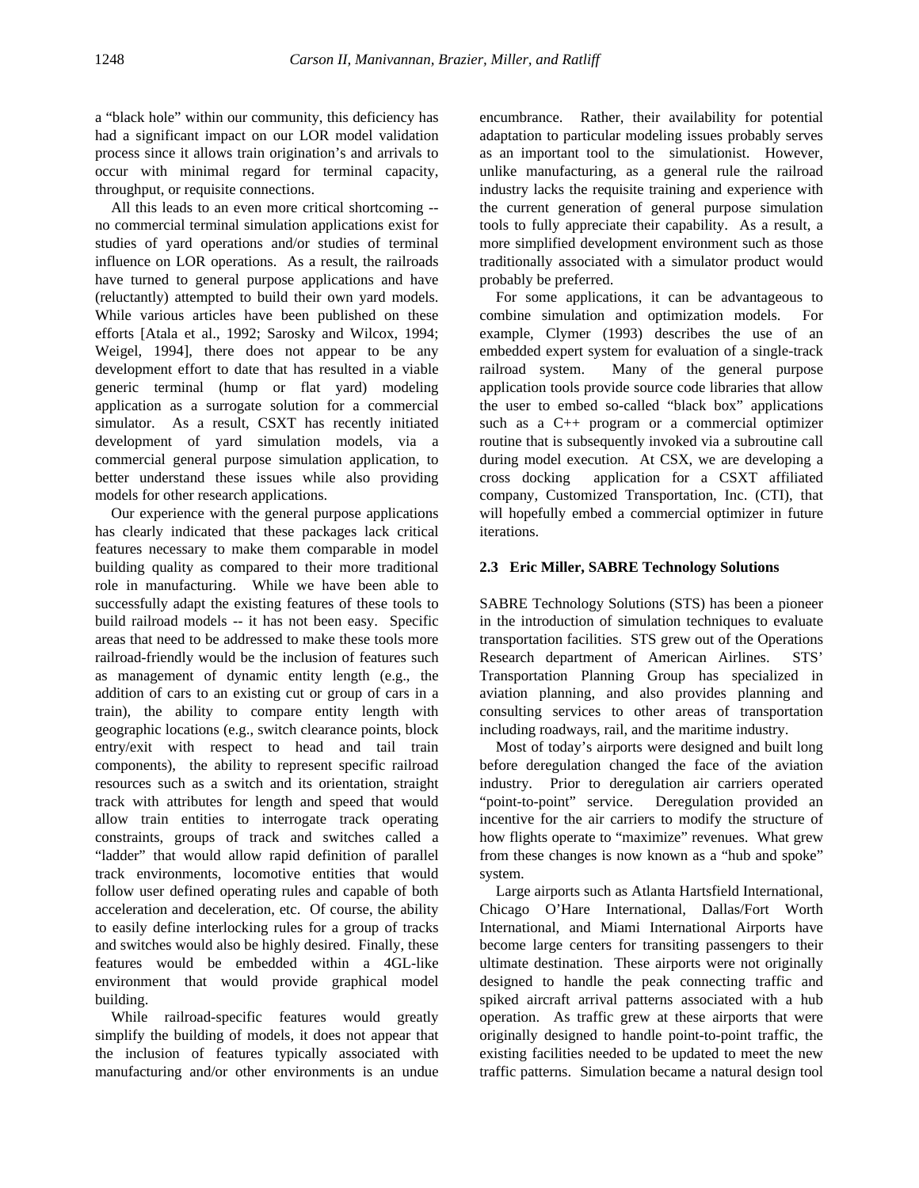a "black hole" within our community, this deficiency has had a significant impact on our LOR model validation process since it allows train origination's and arrivals to occur with minimal regard for terminal capacity, throughput, or requisite connections.

All this leads to an even more critical shortcoming -- no commercial terminal simulation applications exist for studies of yard operations and/or studies of terminal influence on LOR operations. As a result, the railroads have turned to general purpose applications and have (reluctantly) attempted to build their own yard models. While various articles have been published on these efforts [Atala et al., 1992; Sarosky and Wilcox, 1994; Weigel, 1994], there does not appear to be any development effort to date that has resulted in a viable generic terminal (hump or flat yard) modeling application as a surrogate solution for a commercial simulator. As a result, CSXT has recently initiated development of yard simulation models, via a commercial general purpose simulation application, to better understand these issues while also providing models for other research applications.

Our experience with the general purpose applications has clearly indicated that these packages lack critical features necessary to make them comparable in model building quality as compared to their more traditional role in manufacturing. While we have been able to successfully adapt the existing features of these tools to build railroad models -- it has not been easy. Specific areas that need to be addressed to make these tools more railroad-friendly would be the inclusion of features such as management of dynamic entity length (e.g., the addition of cars to an existing cut or group of cars in a train), the ability to compare entity length with geographic locations (e.g., switch clearance points, block entry/exit with respect to head and tail train components), the ability to represent specific railroad resources such as a switch and its orientation, straight track with attributes for length and speed that would allow train entities to interrogate track operating constraints, groups of track and switches called a "ladder" that would allow rapid definition of parallel track environments, locomotive entities that would follow user defined operating rules and capable of both acceleration and deceleration, etc. Of course, the ability to easily define interlocking rules for a group of tracks and switches would also be highly desired. Finally, these features would be embedded within a 4GL-like environment that would provide graphical model building.

While railroad-specific features would greatly simplify the building of models, it does not appear that the inclusion of features typically associated with manufacturing and/or other environments is an undue encumbrance. Rather, their availability for potential adaptation to particular modeling issues probably serves as an important tool to the simulationist. However, unlike manufacturing, as a general rule the railroad industry lacks the requisite training and experience with the current generation of general purpose simulation tools to fully appreciate their capability. As a result, a more simplified development environment such as those traditionally associated with a simulator product would probably be preferred.

For some applications, it can be advantageous to combine simulation and optimization models. For example, Clymer (1993) describes the use of an embedded expert system for evaluation of a single-track railroad system. Many of the general purpose application tools provide source code libraries that allow the user to embed so-called "black box" applications such as a C++ program or a commercial optimizer routine that is subsequently invoked via a subroutine call during model execution. At CSX, we are developing a cross docking application for a CSXT affiliated company, Customized Transportation, Inc. (CTI), that will hopefully embed a commercial optimizer in future iterations.

### 2.3 Eric Miller, SABRE Technology Solutions

SABRE Technology Solutions (STS) has been a pioneer in the introduction of simulation techniques to evaluate transportation facilities. STS grew out of the Operations Research department of American Airlines. STS' Transportation Planning Group has specialized in aviation planning, and also provides planning and consulting services to other areas of transportation including roadways, rail, and the maritime industry.

Most of today's airports were designed and built long before deregulation changed the face of the aviation industry. Prior to deregulation air carriers operated "point-to-point" service. Deregulation provided an incentive for the air carriers to modify the structure of how flights operate to "maximize" revenues. What grew from these changes is now known as a "hub and spoke" system.

Large airports such as Atlanta Hartsfield International, Chicago O'Hare International, Dallas/Fort Worth International, and Miami International Airports have become large centers for transiting passengers to their ultimate destination. These airports were not originally designed to handle the peak connecting traffic and spiked aircraft arrival patterns associated with a hub operation. As traffic grew at these airports that were originally designed to handle point-to-point traffic, the existing facilities needed to be updated to meet the new traffic patterns. Simulation became a natural design tool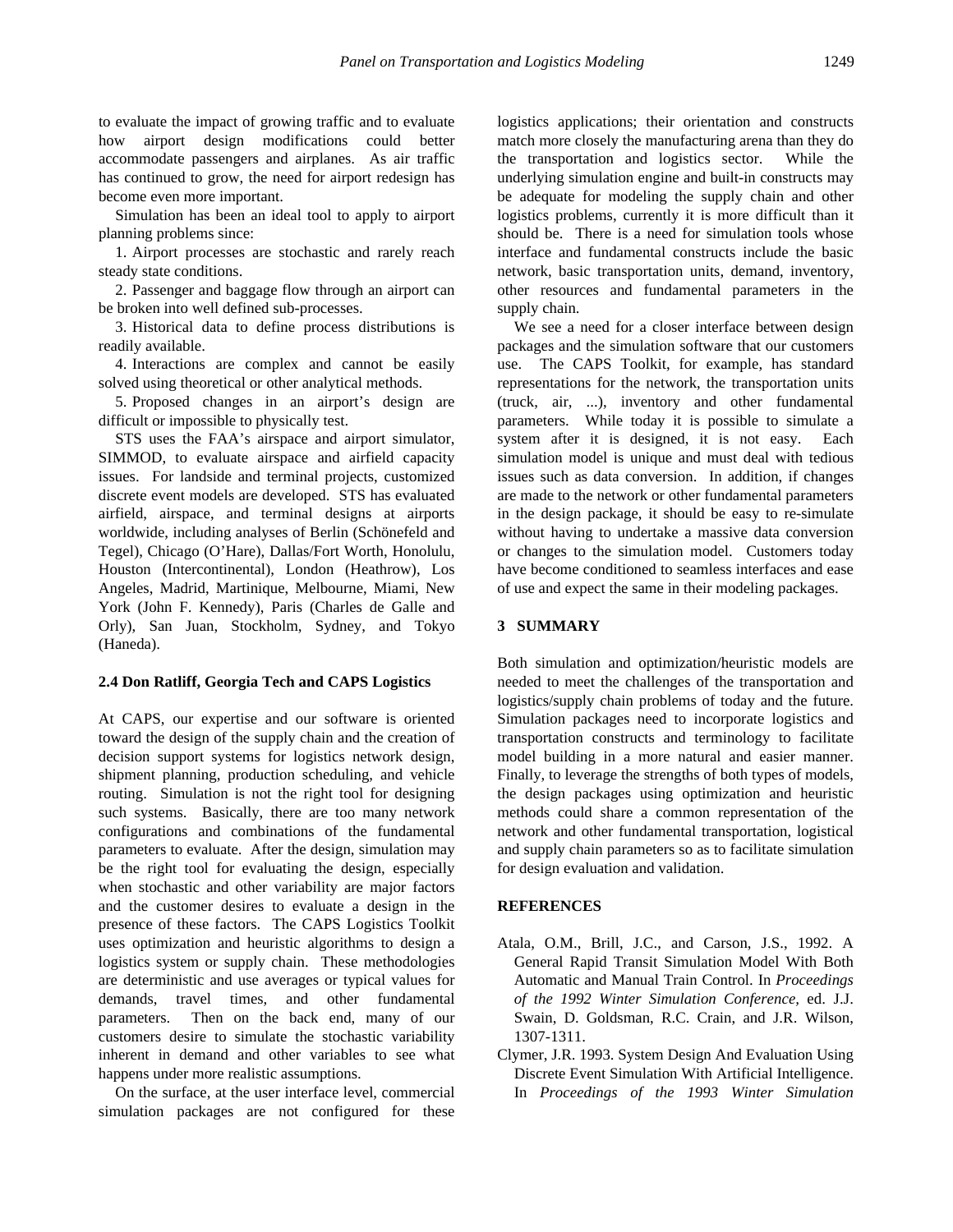to evaluate the impact of growing traffic and to evaluate how airport design modifications could better accommodate passengers and airplanes. As air traffic has continued to grow, the need for airport redesign has become even more important.

Simulation has been an ideal tool to apply to airport planning problems since:

1. Airport processes are stochastic and rarely reach steady state conditions.
2. Passenger and baggage flow through an airport can be broken into well defined sub-processes.
3. Historical data to define process distributions is readily available.
4. Interactions are complex and cannot be easily solved using theoretical or other analytical methods.
5. Proposed changes in an airport's design are difficult or impossible to physically test.

STS uses the FAA's airspace and airport simulator, SIMMOD, to evaluate airspace and airfield capacity issues. For landside and terminal projects, customized discrete event models are developed. STS has evaluated airfield, airspace, and terminal designs at airports worldwide, including analyses of Berlin (Schönefeld and Tegel), Chicago (O'Hare), Dallas/Fort Worth, Honolulu, Houston (Intercontinental), London (Heathrow), Los Angeles, Madrid, Martinique, Melbourne, Miami, New York (John F. Kennedy), Paris (Charles de Galle and Orly), San Juan, Stockholm, Sydney, and Tokyo (Haneda).

### 2.4 Don Ratliff, Georgia Tech and CAPS Logistics

At CAPS, our expertise and our software is oriented toward the design of the supply chain and the creation of decision support systems for logistics network design, shipment planning, production scheduling, and vehicle routing. Simulation is not the right tool for designing such systems. Basically, there are too many network configurations and combinations of the fundamental parameters to evaluate. After the design, simulation may be the right tool for evaluating the design, especially when stochastic and other variability are major factors and the customer desires to evaluate a design in the presence of these factors. The CAPS Logistics Toolkit uses optimization and heuristic algorithms to design a logistics system or supply chain. These methodologies are deterministic and use averages or typical values for demands, travel times, and other fundamental parameters. Then on the back end, many of our customers desire to simulate the stochastic variability inherent in demand and other variables to see what happens under more realistic assumptions.

On the surface, at the user interface level, commercial simulation packages are not configured for these logistics applications; their orientation and constructs match more closely the manufacturing arena than they do the transportation and logistics sector. While the underlying simulation engine and built-in constructs may be adequate for modeling the supply chain and other logistics problems, currently it is more difficult than it should be. There is a need for simulation tools whose interface and fundamental constructs include the basic network, basic transportation units, demand, inventory, other resources and fundamental parameters in the supply chain.

We see a need for a closer interface between design packages and the simulation software that our customers use. The CAPS Toolkit, for example, has standard representations for the network, the transportation units (truck, air, ...), inventory and other fundamental parameters. While today it is possible to simulate a system after it is designed, it is not easy. Each simulation model is unique and must deal with tedious issues such as data conversion. In addition, if changes are made to the network or other fundamental parameters in the design package, it should be easy to re-simulate without having to undertake a massive data conversion or changes to the simulation model. Customers today have become conditioned to seamless interfaces and ease of use and expect the same in their modeling packages.

## 3 SUMMARY

Both simulation and optimization/heuristic models are needed to meet the challenges of the transportation and logistics/supply chain problems of today and the future. Simulation packages need to incorporate logistics and transportation constructs and terminology to facilitate model building in a more natural and easier manner. Finally, to leverage the strengths of both types of models, the design packages using optimization and heuristic methods could share a common representation of the network and other fundamental transportation, logistical and supply chain parameters so as to facilitate simulation for design evaluation and validation.

## REFERENCES

Atala, O.M., Brill, J.C., and Carson, J.S., 1992. A General Rapid Transit Simulation Model With Both Automatic and Manual Train Control. In *Proceedings of the 1992 Winter Simulation Conference,* ed. J.J. Swain, D. Goldsman, R.C. Crain, and J.R. Wilson, 1307-1311.

Clymer, J.R. 1993. System Design And Evaluation Using Discrete Event Simulation With Artificial Intelligence. In *Proceedings of the 1993 Winter Simulation*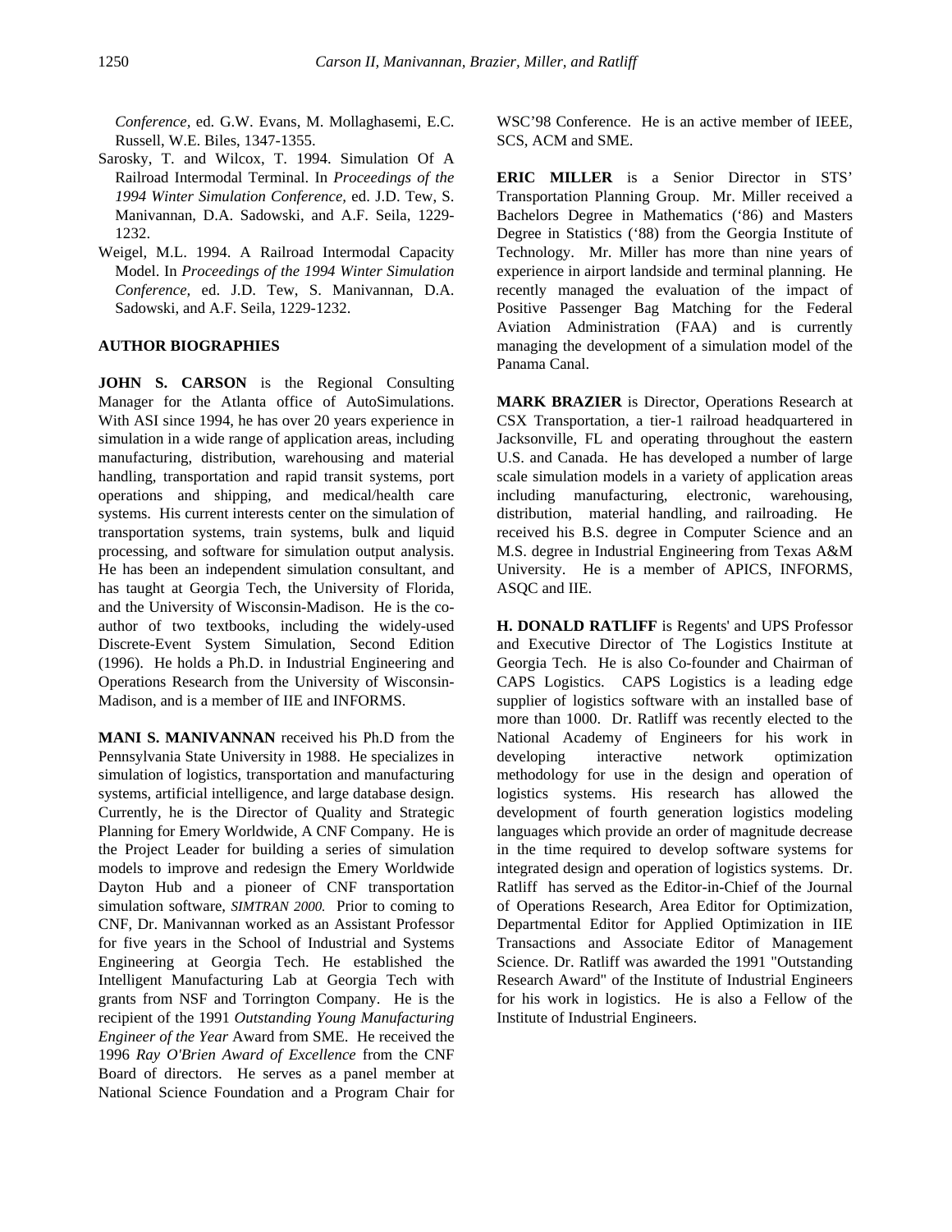*Conference,* ed. G.W. Evans, M. Mollaghasemi, E.C. Russell, W.E. Biles, 1347-1355.

Sarosky, T. and Wilcox, T. 1994. Simulation Of A Railroad Intermodal Terminal. In *Proceedings of the 1994 Winter Simulation Conference,* ed. J.D. Tew, S. Manivannan, D.A. Sadowski, and A.F. Seila, 1229-1232.

Weigel, M.L. 1994. A Railroad Intermodal Capacity Model. In *Proceedings of the 1994 Winter Simulation Conference,* ed. J.D. Tew, S. Manivannan, D.A. Sadowski, and A.F. Seila, 1229-1232.

## AUTHOR BIOGRAPHIES

**JOHN S. CARSON** is the Regional Consulting Manager for the Atlanta office of AutoSimulations. With ASI since 1994, he has over 20 years experience in simulation in a wide range of application areas, including manufacturing, distribution, warehousing and material handling, transportation and rapid transit systems, port operations and shipping, and medical/health care systems. His current interests center on the simulation of transportation systems, train systems, bulk and liquid processing, and software for simulation output analysis. He has been an independent simulation consultant, and has taught at Georgia Tech, the University of Florida, and the University of Wisconsin-Madison. He is the co-author of two textbooks, including the widely-used Discrete-Event System Simulation, Second Edition (1996). He holds a Ph.D. in Industrial Engineering and Operations Research from the University of Wisconsin-Madison, and is a member of IIE and INFORMS.

**MANI S. MANIVANNAN** received his Ph.D from the Pennsylvania State University in 1988. He specializes in simulation of logistics, transportation and manufacturing systems, artificial intelligence, and large database design. Currently, he is the Director of Quality and Strategic Planning for Emery Worldwide, A CNF Company. He is the Project Leader for building a series of simulation models to improve and redesign the Emery Worldwide Dayton Hub and a pioneer of CNF transportation simulation software, *SIMTRAN 2000.* Prior to coming to CNF, Dr. Manivannan worked as an Assistant Professor for five years in the School of Industrial and Systems Engineering at Georgia Tech. He established the Intelligent Manufacturing Lab at Georgia Tech with grants from NSF and Torrington Company. He is the recipient of the 1991 *Outstanding Young Manufacturing Engineer of the Year* Award from SME. He received the 1996 *Ray O'Brien Award of Excellence* from the CNF Board of directors. He serves as a panel member at National Science Foundation and a Program Chair for WSC'98 Conference. He is an active member of IEEE, SCS, ACM and SME.

**ERIC MILLER** is a Senior Director in STS' Transportation Planning Group. Mr. Miller received a Bachelors Degree in Mathematics ('86) and Masters Degree in Statistics ('88) from the Georgia Institute of Technology. Mr. Miller has more than nine years of experience in airport landside and terminal planning. He recently managed the evaluation of the impact of Positive Passenger Bag Matching for the Federal Aviation Administration (FAA) and is currently managing the development of a simulation model of the Panama Canal.

**MARK BRAZIER** is Director, Operations Research at CSX Transportation, a tier-1 railroad headquartered in Jacksonville, FL and operating throughout the eastern U.S. and Canada. He has developed a number of large scale simulation models in a variety of application areas including manufacturing, electronic, warehousing, distribution, material handling, and railroading. He received his B.S. degree in Computer Science and an M.S. degree in Industrial Engineering from Texas A&M University. He is a member of APICS, INFORMS, ASQC and IIE.

**H. DONALD RATLIFF** is Regents' and UPS Professor and Executive Director of The Logistics Institute at Georgia Tech. He is also Co-founder and Chairman of CAPS Logistics. CAPS Logistics is a leading edge supplier of logistics software with an installed base of more than 1000. Dr. Ratliff was recently elected to the National Academy of Engineers for his work in developing interactive network optimization methodology for use in the design and operation of logistics systems. His research has allowed the development of fourth generation logistics modeling languages which provide an order of magnitude decrease in the time required to develop software systems for integrated design and operation of logistics systems. Dr. Ratliff has served as the Editor-in-Chief of the Journal of Operations Research, Area Editor for Optimization, Departmental Editor for Applied Optimization in IIE Transactions and Associate Editor of Management Science. Dr. Ratliff was awarded the 1991 "Outstanding Research Award" of the Institute of Industrial Engineers for his work in logistics. He is also a Fellow of the Institute of Industrial Engineers.